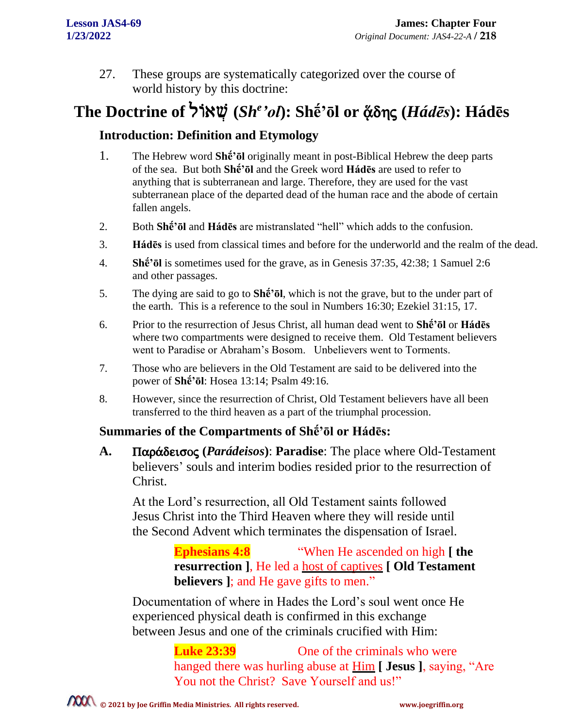27. These groups are systematically categorized over the course of world history by this doctrine:

# The Doctrine of שְׁאוֹל (*Sh^e'ol*): Shé'ōl or ᾅδης (*Hádēs*): Hádēs

## Introduction: Definition and Etymology

1. The Hebrew word **Shé'ōl** originally meant in post-Biblical Hebrew the deep parts of the sea. But both **Shé'ōl** and the Greek word **Hádēs** are used to refer to anything that is subterranean and large. Therefore, they are used for the vast subterranean place of the departed dead of the human race and the abode of certain fallen angels.
2. Both **Shé'ōl** and **Hádēs** are mistranslated "hell" which adds to the confusion.
3. **Hádēs** is used from classical times and before for the underworld and the realm of the dead.
4. **Shé'ōl** is sometimes used for the grave, as in Genesis 37:35, 42:38; 1 Samuel 2:6 and other passages.
5. The dying are said to go to **Shé'ōl**, which is not the grave, but to the under part of the earth. This is a reference to the soul in Numbers 16:30; Ezekiel 31:15, 17.
6. Prior to the resurrection of Jesus Christ, all human dead went to **Shé'ōl** or **Hádēs** where two compartments were designed to receive them. Old Testament believers went to Paradise or Abraham's Bosom. Unbelievers went to Torments.
7. Those who are believers in the Old Testament are said to be delivered into the power of **Shé'ōl**: Hosea 13:14; Psalm 49:16.
8. However, since the resurrection of Christ, Old Testament believers have all been transferred to the third heaven as a part of the triumphal procession.

## Summaries of the Compartments of Shé'ōl or Hádēs:

**A.** Παράδεισος (*Parádeisos*): **Paradise**: The place where Old-Testament believers' souls and interim bodies resided prior to the resurrection of Christ.

At the Lord's resurrection, all Old Testament saints followed Jesus Christ into the Third Heaven where they will reside until the Second Advent which terminates the dispensation of Israel.

> **Ephesians 4:8** "When He ascended on high **[ the resurrection ]**, He led a host of captives **[ Old Testament believers ]**; and He gave gifts to men."

Documentation of where in Hades the Lord's soul went once He experienced physical death is confirmed in this exchange between Jesus and one of the criminals crucified with Him:

> **Luke 23:39** One of the criminals who were hanged there was hurling abuse at Him **[ Jesus ]**, saying, "Are You not the Christ? Save Yourself and us!"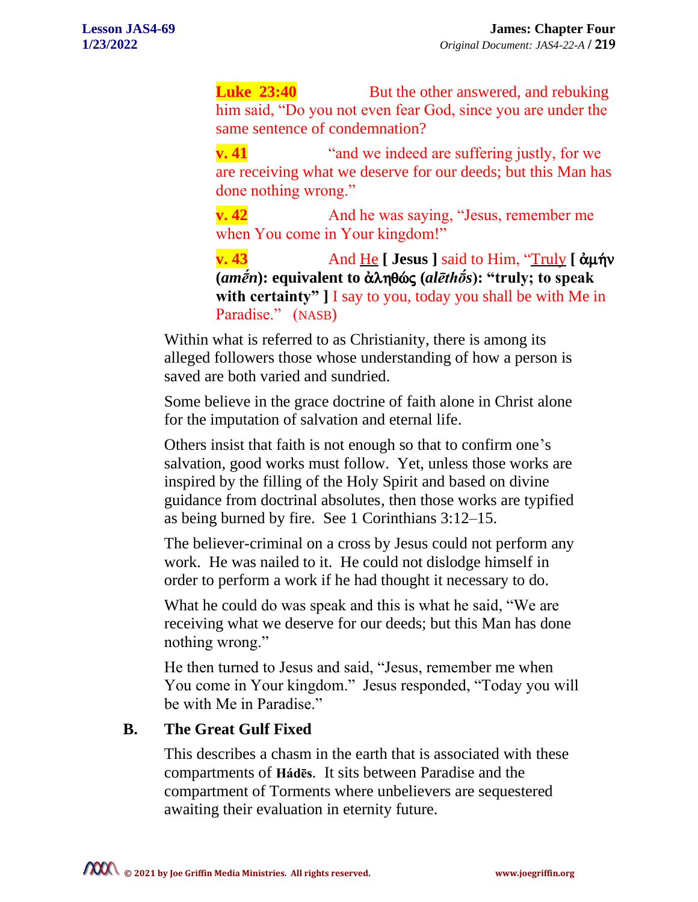**Luke 23:40** But the other answered, and rebuking him said, "Do you not even fear God, since you are under the same sentence of condemnation?

**v. 41** "and we indeed are suffering justly, for we are receiving what we deserve for our deeds; but this Man has done nothing wrong."

**v. 42** And he was saying, "Jesus, remember me when You come in Your kingdom!"

**v. 43** And He **[ Jesus ]** said to Him, "Truly **[ ἀμήν (*amḗn*): equivalent to ἀληθώς (*alēthṓs*): "truly; to speak with certainty" ]** I say to you, today you shall be with Me in Paradise." (NASB)

Within what is referred to as Christianity, there is among its alleged followers those whose understanding of how a person is saved are both varied and sundried.

Some believe in the grace doctrine of faith alone in Christ alone for the imputation of salvation and eternal life.

Others insist that faith is not enough so that to confirm one's salvation, good works must follow. Yet, unless those works are inspired by the filling of the Holy Spirit and based on divine guidance from doctrinal absolutes, then those works are typified as being burned by fire. See 1 Corinthians 3:12–15.

The believer-criminal on a cross by Jesus could not perform any work. He was nailed to it. He could not dislodge himself in order to perform a work if he had thought it necessary to do.

What he could do was speak and this is what he said, "We are receiving what we deserve for our deeds; but this Man has done nothing wrong."

He then turned to Jesus and said, "Jesus, remember me when You come in Your kingdom." Jesus responded, "Today you will be with Me in Paradise."

## B. The Great Gulf Fixed

This describes a chasm in the earth that is associated with these compartments of **Hádēs**. It sits between Paradise and the compartment of Torments where unbelievers are sequestered awaiting their evaluation in eternity future.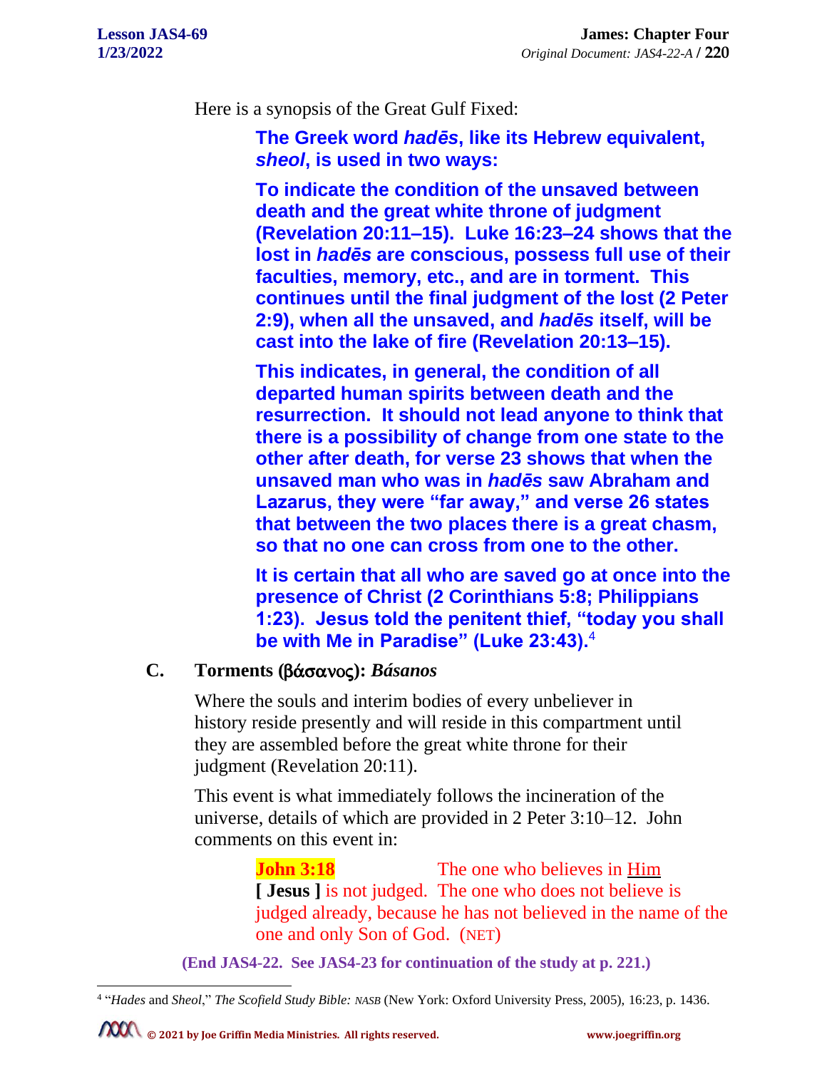Here is a synopsis of the Great Gulf Fixed:

> **The Greek word *hadēs*, like its Hebrew equivalent, *sheol*, is used in two ways:**
>
> **To indicate the condition of the unsaved between death and the great white throne of judgment (Revelation 20:11–15). Luke 16:23–24 shows that the lost in *hadēs* are conscious, possess full use of their faculties, memory, etc., and are in torment. This continues until the final judgment of the lost (2 Peter 2:9), when all the unsaved, and *hadēs* itself, will be cast into the lake of fire (Revelation 20:13–15).**
>
> **This indicates, in general, the condition of all departed human spirits between death and the resurrection. It should not lead anyone to think that there is a possibility of change from one state to the other after death, for verse 23 shows that when the unsaved man who was in *hadēs* saw Abraham and Lazarus, they were "far away," and verse 26 states that between the two places there is a great chasm, so that no one can cross from one to the other.**
>
> **It is certain that all who are saved go at once into the presence of Christ (2 Corinthians 5:8; Philippians 1:23). Jesus told the penitent thief, "today you shall be with Me in Paradise" (Luke 23:43).**[4]

## C. Torments (βάσανος): *Básanos*

Where the souls and interim bodies of every unbeliever in history reside presently and will reside in this compartment until they are assembled before the great white throne for their judgment (Revelation 20:11).

This event is what immediately follows the incineration of the universe, details of which are provided in 2 Peter 3:10–12. John comments on this event in:

> **John 3:18** The one who believes in Him **[ Jesus ]** is not judged. The one who does not believe is judged already, because he has not believed in the name of the one and only Son of God. (NET)

**(End JAS4-22. See JAS4-23 for continuation of the study at p. 221.)**

---

[4] "*Hades* and *Sheol*," *The Scofield Study Bible: NASB* (New York: Oxford University Press, 2005), 16:23, p. 1436.